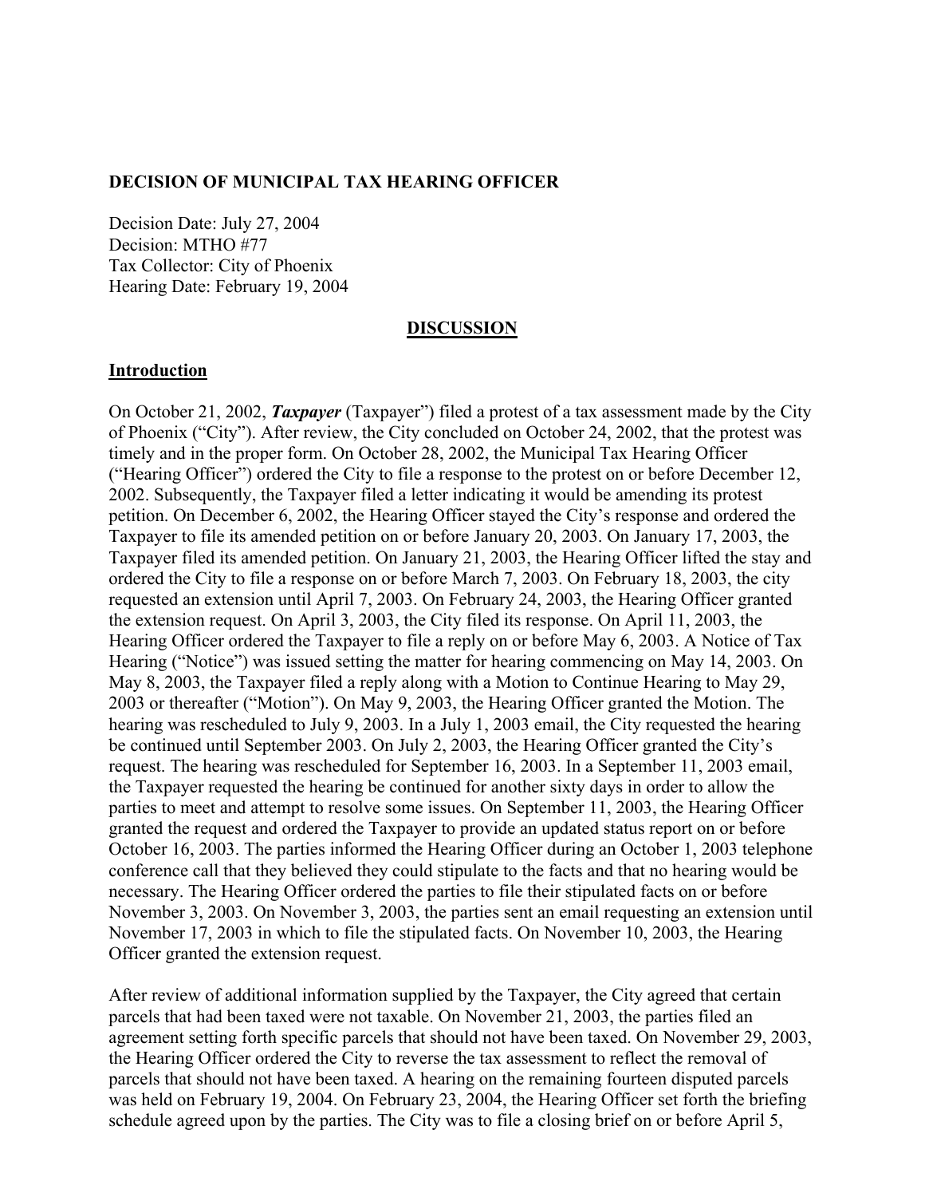**DECISION OF MUNICIPAL TAX HEARING OFFICER**

Decision Date: July 27, 2004
Decision: MTHO #77
Tax Collector: City of Phoenix
Hearing Date: February 19, 2004

## DISCUSSION

### Introduction

On October 21, 2002, ***Taxpayer*** (Taxpayer") filed a protest of a tax assessment made by the City of Phoenix ("City"). After review, the City concluded on October 24, 2002, that the protest was timely and in the proper form. On October 28, 2002, the Municipal Tax Hearing Officer ("Hearing Officer") ordered the City to file a response to the protest on or before December 12, 2002. Subsequently, the Taxpayer filed a letter indicating it would be amending its protest petition. On December 6, 2002, the Hearing Officer stayed the City's response and ordered the Taxpayer to file its amended petition on or before January 20, 2003. On January 17, 2003, the Taxpayer filed its amended petition. On January 21, 2003, the Hearing Officer lifted the stay and ordered the City to file a response on or before March 7, 2003. On February 18, 2003, the city requested an extension until April 7, 2003. On February 24, 2003, the Hearing Officer granted the extension request. On April 3, 2003, the City filed its response. On April 11, 2003, the Hearing Officer ordered the Taxpayer to file a reply on or before May 6, 2003. A Notice of Tax Hearing ("Notice") was issued setting the matter for hearing commencing on May 14, 2003. On May 8, 2003, the Taxpayer filed a reply along with a Motion to Continue Hearing to May 29, 2003 or thereafter ("Motion"). On May 9, 2003, the Hearing Officer granted the Motion. The hearing was rescheduled to July 9, 2003. In a July 1, 2003 email, the City requested the hearing be continued until September 2003. On July 2, 2003, the Hearing Officer granted the City's request. The hearing was rescheduled for September 16, 2003. In a September 11, 2003 email, the Taxpayer requested the hearing be continued for another sixty days in order to allow the parties to meet and attempt to resolve some issues. On September 11, 2003, the Hearing Officer granted the request and ordered the Taxpayer to provide an updated status report on or before October 16, 2003. The parties informed the Hearing Officer during an October 1, 2003 telephone conference call that they believed they could stipulate to the facts and that no hearing would be necessary. The Hearing Officer ordered the parties to file their stipulated facts on or before November 3, 2003. On November 3, 2003, the parties sent an email requesting an extension until November 17, 2003 in which to file the stipulated facts. On November 10, 2003, the Hearing Officer granted the extension request.

After review of additional information supplied by the Taxpayer, the City agreed that certain parcels that had been taxed were not taxable. On November 21, 2003, the parties filed an agreement setting forth specific parcels that should not have been taxed. On November 29, 2003, the Hearing Officer ordered the City to reverse the tax assessment to reflect the removal of parcels that should not have been taxed. A hearing on the remaining fourteen disputed parcels was held on February 19, 2004. On February 23, 2004, the Hearing Officer set forth the briefing schedule agreed upon by the parties. The City was to file a closing brief on or before April 5,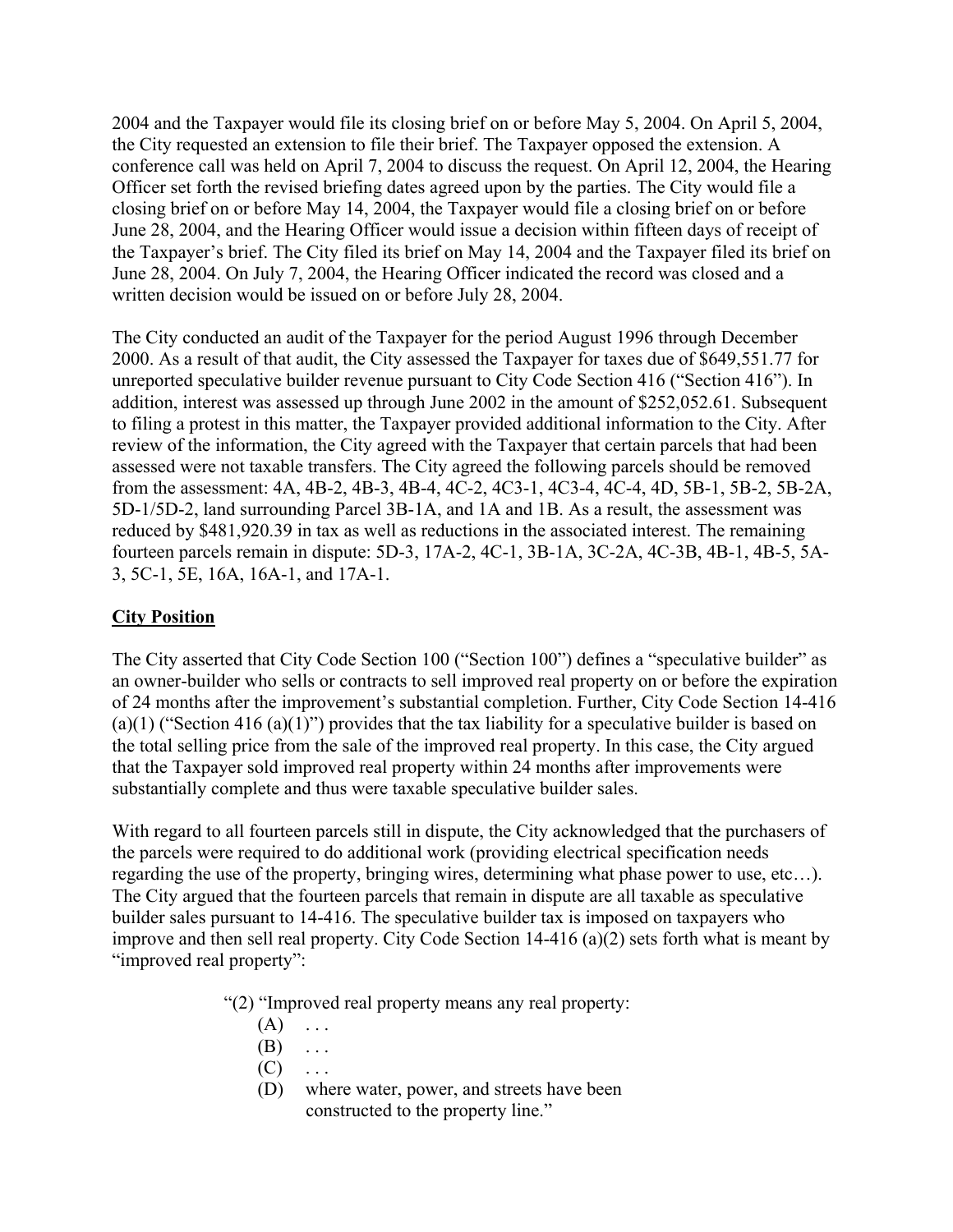2004 and the Taxpayer would file its closing brief on or before May 5, 2004. On April 5, 2004, the City requested an extension to file their brief. The Taxpayer opposed the extension. A conference call was held on April 7, 2004 to discuss the request. On April 12, 2004, the Hearing Officer set forth the revised briefing dates agreed upon by the parties. The City would file a closing brief on or before May 14, 2004, the Taxpayer would file a closing brief on or before June 28, 2004, and the Hearing Officer would issue a decision within fifteen days of receipt of the Taxpayer's brief. The City filed its brief on May 14, 2004 and the Taxpayer filed its brief on June 28, 2004. On July 7, 2004, the Hearing Officer indicated the record was closed and a written decision would be issued on or before July 28, 2004.

The City conducted an audit of the Taxpayer for the period August 1996 through December 2000. As a result of that audit, the City assessed the Taxpayer for taxes due of $649,551.77 for unreported speculative builder revenue pursuant to City Code Section 416 ("Section 416"). In addition, interest was assessed up through June 2002 in the amount of $252,052.61. Subsequent to filing a protest in this matter, the Taxpayer provided additional information to the City. After review of the information, the City agreed with the Taxpayer that certain parcels that had been assessed were not taxable transfers. The City agreed the following parcels should be removed from the assessment: 4A, 4B-2, 4B-3, 4B-4, 4C-2, 4C3-1, 4C3-4, 4C-4, 4D, 5B-1, 5B-2, 5B-2A, 5D-1/5D-2, land surrounding Parcel 3B-1A, and 1A and 1B. As a result, the assessment was reduced by $481,920.39 in tax as well as reductions in the associated interest. The remaining fourteen parcels remain in dispute: 5D-3, 17A-2, 4C-1, 3B-1A, 3C-2A, 4C-3B, 4B-1, 4B-5, 5A-3, 5C-1, 5E, 16A, 16A-1, and 17A-1.

## City Position

The City asserted that City Code Section 100 ("Section 100") defines a "speculative builder" as an owner-builder who sells or contracts to sell improved real property on or before the expiration of 24 months after the improvement's substantial completion. Further, City Code Section 14-416 (a)(1) ("Section 416 (a)(1)") provides that the tax liability for a speculative builder is based on the total selling price from the sale of the improved real property. In this case, the City argued that the Taxpayer sold improved real property within 24 months after improvements were substantially complete and thus were taxable speculative builder sales.

With regard to all fourteen parcels still in dispute, the City acknowledged that the purchasers of the parcels were required to do additional work (providing electrical specification needs regarding the use of the property, bringing wires, determining what phase power to use, etc…). The City argued that the fourteen parcels that remain in dispute are all taxable as speculative builder sales pursuant to 14-416. The speculative builder tax is imposed on taxpayers who improve and then sell real property. City Code Section 14-416 (a)(2) sets forth what is meant by "improved real property":

> "(2) "Improved real property means any real property:
> - (A) . . .
> - (B) . . .
> - (C) . . .
> - (D) where water, power, and streets have been constructed to the property line."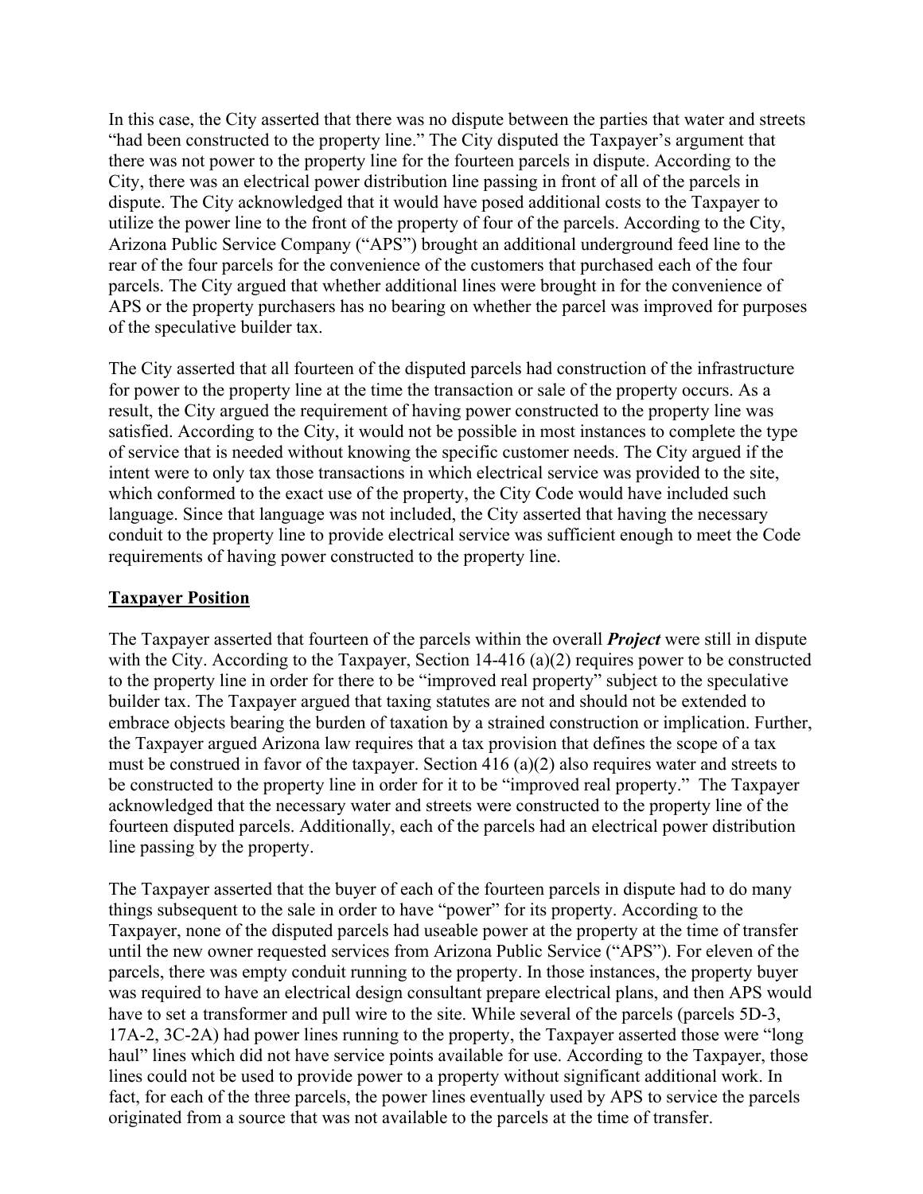In this case, the City asserted that there was no dispute between the parties that water and streets "had been constructed to the property line." The City disputed the Taxpayer's argument that there was not power to the property line for the fourteen parcels in dispute. According to the City, there was an electrical power distribution line passing in front of all of the parcels in dispute. The City acknowledged that it would have posed additional costs to the Taxpayer to utilize the power line to the front of the property of four of the parcels. According to the City, Arizona Public Service Company ("APS") brought an additional underground feed line to the rear of the four parcels for the convenience of the customers that purchased each of the four parcels. The City argued that whether additional lines were brought in for the convenience of APS or the property purchasers has no bearing on whether the parcel was improved for purposes of the speculative builder tax.

The City asserted that all fourteen of the disputed parcels had construction of the infrastructure for power to the property line at the time the transaction or sale of the property occurs. As a result, the City argued the requirement of having power constructed to the property line was satisfied. According to the City, it would not be possible in most instances to complete the type of service that is needed without knowing the specific customer needs. The City argued if the intent were to only tax those transactions in which electrical service was provided to the site, which conformed to the exact use of the property, the City Code would have included such language. Since that language was not included, the City asserted that having the necessary conduit to the property line to provide electrical service was sufficient enough to meet the Code requirements of having power constructed to the property line.

<u>**Taxpayer Position**</u>

The Taxpayer asserted that fourteen of the parcels within the overall ***Project*** were still in dispute with the City. According to the Taxpayer, Section 14-416 (a)(2) requires power to be constructed to the property line in order for there to be "improved real property" subject to the speculative builder tax. The Taxpayer argued that taxing statutes are not and should not be extended to embrace objects bearing the burden of taxation by a strained construction or implication. Further, the Taxpayer argued Arizona law requires that a tax provision that defines the scope of a tax must be construed in favor of the taxpayer. Section 416 (a)(2) also requires water and streets to be constructed to the property line in order for it to be "improved real property." The Taxpayer acknowledged that the necessary water and streets were constructed to the property line of the fourteen disputed parcels. Additionally, each of the parcels had an electrical power distribution line passing by the property.

The Taxpayer asserted that the buyer of each of the fourteen parcels in dispute had to do many things subsequent to the sale in order to have "power" for its property. According to the Taxpayer, none of the disputed parcels had useable power at the property at the time of transfer until the new owner requested services from Arizona Public Service ("APS"). For eleven of the parcels, there was empty conduit running to the property. In those instances, the property buyer was required to have an electrical design consultant prepare electrical plans, and then APS would have to set a transformer and pull wire to the site. While several of the parcels (parcels 5D-3, 17A-2, 3C-2A) had power lines running to the property, the Taxpayer asserted those were "long haul" lines which did not have service points available for use. According to the Taxpayer, those lines could not be used to provide power to a property without significant additional work. In fact, for each of the three parcels, the power lines eventually used by APS to service the parcels originated from a source that was not available to the parcels at the time of transfer.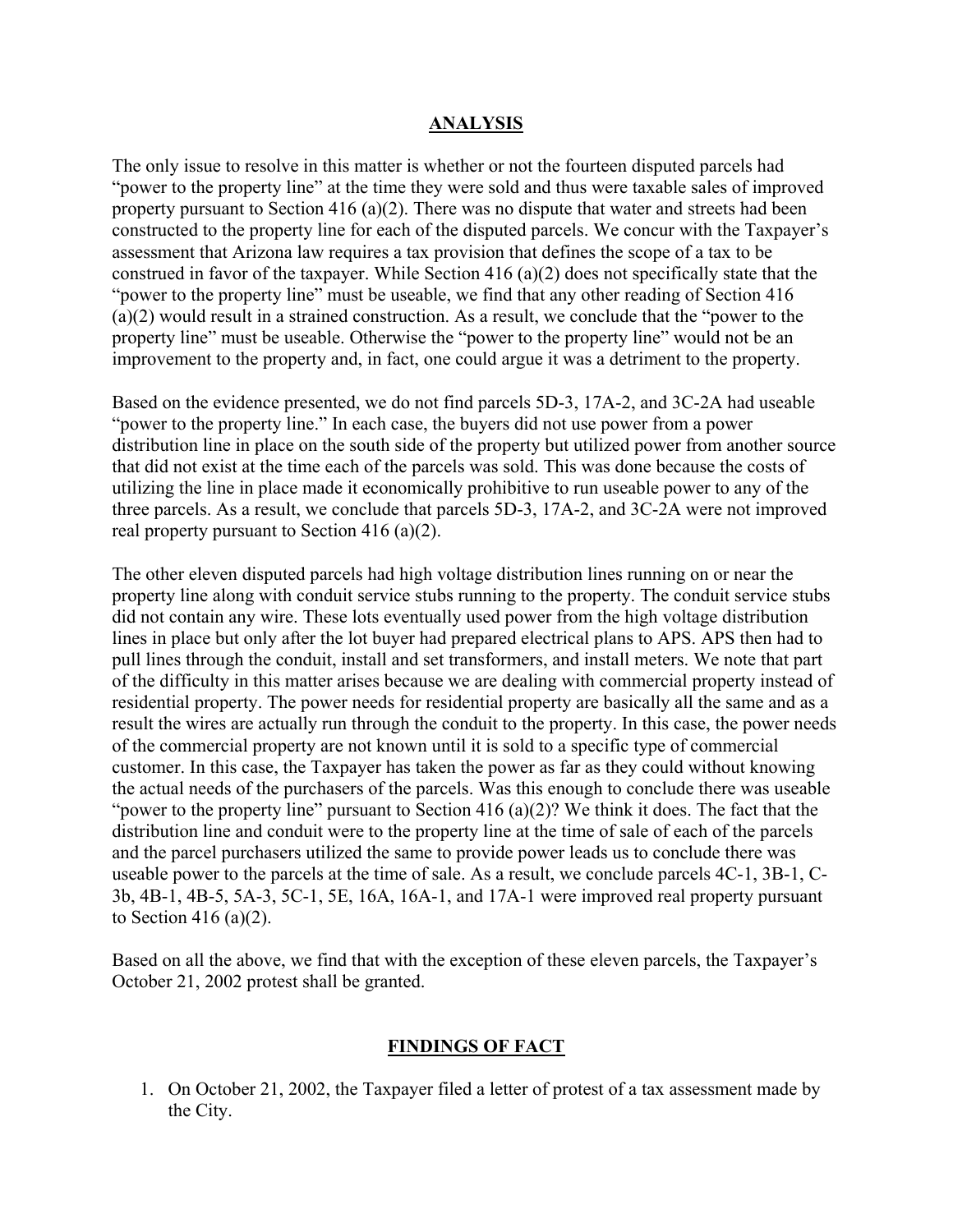## ANALYSIS

The only issue to resolve in this matter is whether or not the fourteen disputed parcels had "power to the property line" at the time they were sold and thus were taxable sales of improved property pursuant to Section 416 (a)(2). There was no dispute that water and streets had been constructed to the property line for each of the disputed parcels. We concur with the Taxpayer's assessment that Arizona law requires a tax provision that defines the scope of a tax to be construed in favor of the taxpayer. While Section 416 (a)(2) does not specifically state that the "power to the property line" must be useable, we find that any other reading of Section 416 (a)(2) would result in a strained construction. As a result, we conclude that the "power to the property line" must be useable. Otherwise the "power to the property line" would not be an improvement to the property and, in fact, one could argue it was a detriment to the property.

Based on the evidence presented, we do not find parcels 5D-3, 17A-2, and 3C-2A had useable "power to the property line." In each case, the buyers did not use power from a power distribution line in place on the south side of the property but utilized power from another source that did not exist at the time each of the parcels was sold. This was done because the costs of utilizing the line in place made it economically prohibitive to run useable power to any of the three parcels. As a result, we conclude that parcels 5D-3, 17A-2, and 3C-2A were not improved real property pursuant to Section 416 (a)(2).

The other eleven disputed parcels had high voltage distribution lines running on or near the property line along with conduit service stubs running to the property. The conduit service stubs did not contain any wire. These lots eventually used power from the high voltage distribution lines in place but only after the lot buyer had prepared electrical plans to APS. APS then had to pull lines through the conduit, install and set transformers, and install meters. We note that part of the difficulty in this matter arises because we are dealing with commercial property instead of residential property. The power needs for residential property are basically all the same and as a result the wires are actually run through the conduit to the property. In this case, the power needs of the commercial property are not known until it is sold to a specific type of commercial customer. In this case, the Taxpayer has taken the power as far as they could without knowing the actual needs of the purchasers of the parcels. Was this enough to conclude there was useable "power to the property line" pursuant to Section 416 (a)(2)? We think it does. The fact that the distribution line and conduit were to the property line at the time of sale of each of the parcels and the parcel purchasers utilized the same to provide power leads us to conclude there was useable power to the parcels at the time of sale. As a result, we conclude parcels 4C-1, 3B-1, C-3b, 4B-1, 4B-5, 5A-3, 5C-1, 5E, 16A, 16A-1, and 17A-1 were improved real property pursuant to Section 416 (a)(2).

Based on all the above, we find that with the exception of these eleven parcels, the Taxpayer's October 21, 2002 protest shall be granted.

## FINDINGS OF FACT

1. On October 21, 2002, the Taxpayer filed a letter of protest of a tax assessment made by the City.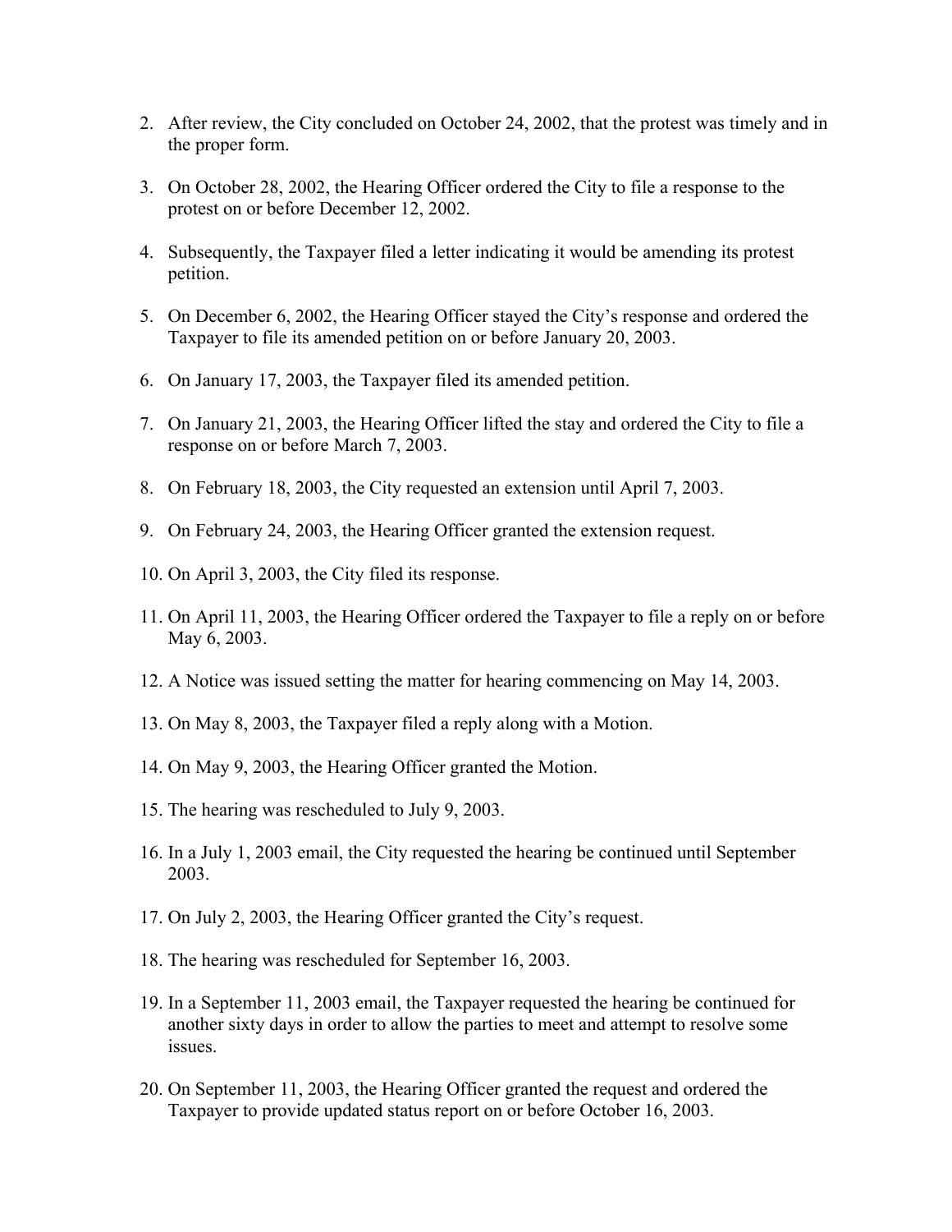2. After review, the City concluded on October 24, 2002, that the protest was timely and in the proper form.

3. On October 28, 2002, the Hearing Officer ordered the City to file a response to the protest on or before December 12, 2002.

4. Subsequently, the Taxpayer filed a letter indicating it would be amending its protest petition.

5. On December 6, 2002, the Hearing Officer stayed the City's response and ordered the Taxpayer to file its amended petition on or before January 20, 2003.

6. On January 17, 2003, the Taxpayer filed its amended petition.

7. On January 21, 2003, the Hearing Officer lifted the stay and ordered the City to file a response on or before March 7, 2003.

8. On February 18, 2003, the City requested an extension until April 7, 2003.

9. On February 24, 2003, the Hearing Officer granted the extension request.

10. On April 3, 2003, the City filed its response.

11. On April 11, 2003, the Hearing Officer ordered the Taxpayer to file a reply on or before May 6, 2003.

12. A Notice was issued setting the matter for hearing commencing on May 14, 2003.

13. On May 8, 2003, the Taxpayer filed a reply along with a Motion.

14. On May 9, 2003, the Hearing Officer granted the Motion.

15. The hearing was rescheduled to July 9, 2003.

16. In a July 1, 2003 email, the City requested the hearing be continued until September 2003.

17. On July 2, 2003, the Hearing Officer granted the City's request.

18. The hearing was rescheduled for September 16, 2003.

19. In a September 11, 2003 email, the Taxpayer requested the hearing be continued for another sixty days in order to allow the parties to meet and attempt to resolve some issues.

20. On September 11, 2003, the Hearing Officer granted the request and ordered the Taxpayer to provide updated status report on or before October 16, 2003.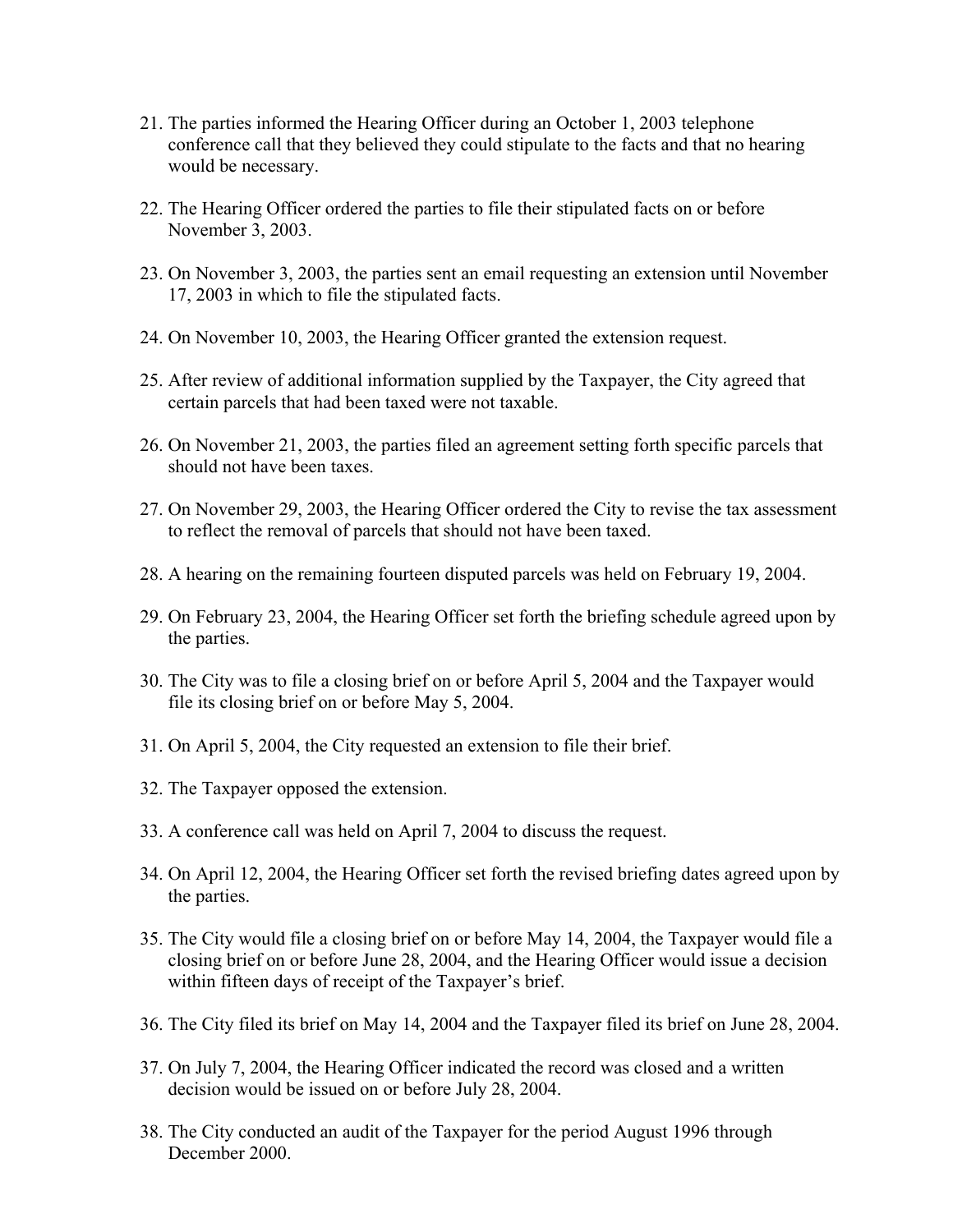21. The parties informed the Hearing Officer during an October 1, 2003 telephone conference call that they believed they could stipulate to the facts and that no hearing would be necessary.

22. The Hearing Officer ordered the parties to file their stipulated facts on or before November 3, 2003.

23. On November 3, 2003, the parties sent an email requesting an extension until November 17, 2003 in which to file the stipulated facts.

24. On November 10, 2003, the Hearing Officer granted the extension request.

25. After review of additional information supplied by the Taxpayer, the City agreed that certain parcels that had been taxed were not taxable.

26. On November 21, 2003, the parties filed an agreement setting forth specific parcels that should not have been taxes.

27. On November 29, 2003, the Hearing Officer ordered the City to revise the tax assessment to reflect the removal of parcels that should not have been taxed.

28. A hearing on the remaining fourteen disputed parcels was held on February 19, 2004.

29. On February 23, 2004, the Hearing Officer set forth the briefing schedule agreed upon by the parties.

30. The City was to file a closing brief on or before April 5, 2004 and the Taxpayer would file its closing brief on or before May 5, 2004.

31. On April 5, 2004, the City requested an extension to file their brief.

32. The Taxpayer opposed the extension.

33. A conference call was held on April 7, 2004 to discuss the request.

34. On April 12, 2004, the Hearing Officer set forth the revised briefing dates agreed upon by the parties.

35. The City would file a closing brief on or before May 14, 2004, the Taxpayer would file a closing brief on or before June 28, 2004, and the Hearing Officer would issue a decision within fifteen days of receipt of the Taxpayer's brief.

36. The City filed its brief on May 14, 2004 and the Taxpayer filed its brief on June 28, 2004.

37. On July 7, 2004, the Hearing Officer indicated the record was closed and a written decision would be issued on or before July 28, 2004.

38. The City conducted an audit of the Taxpayer for the period August 1996 through December 2000.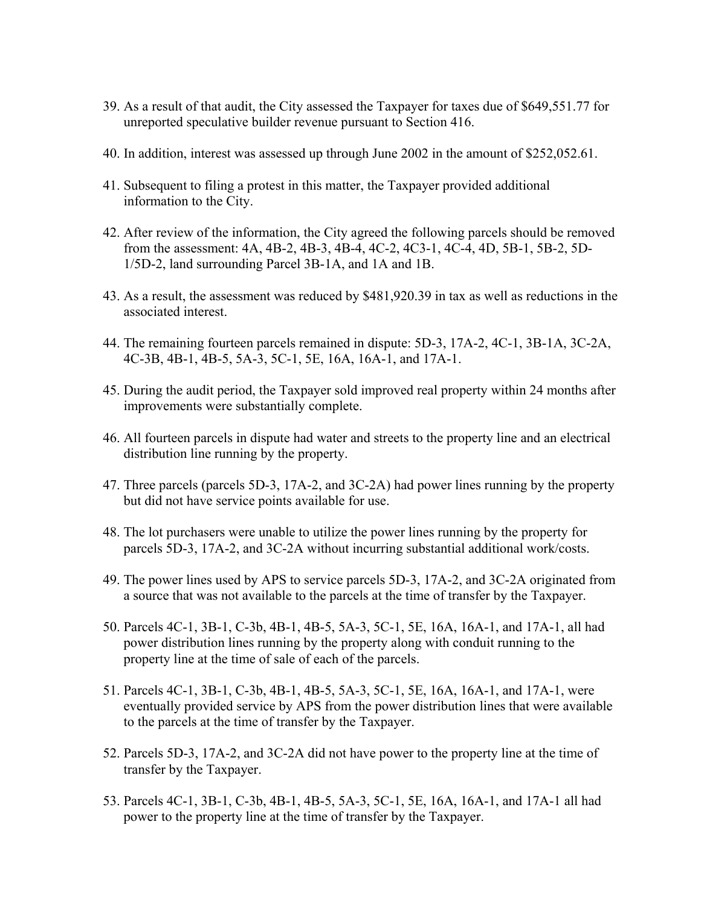39. As a result of that audit, the City assessed the Taxpayer for taxes due of $649,551.77 for unreported speculative builder revenue pursuant to Section 416.

40. In addition, interest was assessed up through June 2002 in the amount of $252,052.61.

41. Subsequent to filing a protest in this matter, the Taxpayer provided additional information to the City.

42. After review of the information, the City agreed the following parcels should be removed from the assessment: 4A, 4B-2, 4B-3, 4B-4, 4C-2, 4C3-1, 4C-4, 4D, 5B-1, 5B-2, 5D-1/5D-2, land surrounding Parcel 3B-1A, and 1A and 1B.

43. As a result, the assessment was reduced by $481,920.39 in tax as well as reductions in the associated interest.

44. The remaining fourteen parcels remained in dispute: 5D-3, 17A-2, 4C-1, 3B-1A, 3C-2A, 4C-3B, 4B-1, 4B-5, 5A-3, 5C-1, 5E, 16A, 16A-1, and 17A-1.

45. During the audit period, the Taxpayer sold improved real property within 24 months after improvements were substantially complete.

46. All fourteen parcels in dispute had water and streets to the property line and an electrical distribution line running by the property.

47. Three parcels (parcels 5D-3, 17A-2, and 3C-2A) had power lines running by the property but did not have service points available for use.

48. The lot purchasers were unable to utilize the power lines running by the property for parcels 5D-3, 17A-2, and 3C-2A without incurring substantial additional work/costs.

49. The power lines used by APS to service parcels 5D-3, 17A-2, and 3C-2A originated from a source that was not available to the parcels at the time of transfer by the Taxpayer.

50. Parcels 4C-1, 3B-1, C-3b, 4B-1, 4B-5, 5A-3, 5C-1, 5E, 16A, 16A-1, and 17A-1, all had power distribution lines running by the property along with conduit running to the property line at the time of sale of each of the parcels.

51. Parcels 4C-1, 3B-1, C-3b, 4B-1, 4B-5, 5A-3, 5C-1, 5E, 16A, 16A-1, and 17A-1, were eventually provided service by APS from the power distribution lines that were available to the parcels at the time of transfer by the Taxpayer.

52. Parcels 5D-3, 17A-2, and 3C-2A did not have power to the property line at the time of transfer by the Taxpayer.

53. Parcels 4C-1, 3B-1, C-3b, 4B-1, 4B-5, 5A-3, 5C-1, 5E, 16A, 16A-1, and 17A-1 all had power to the property line at the time of transfer by the Taxpayer.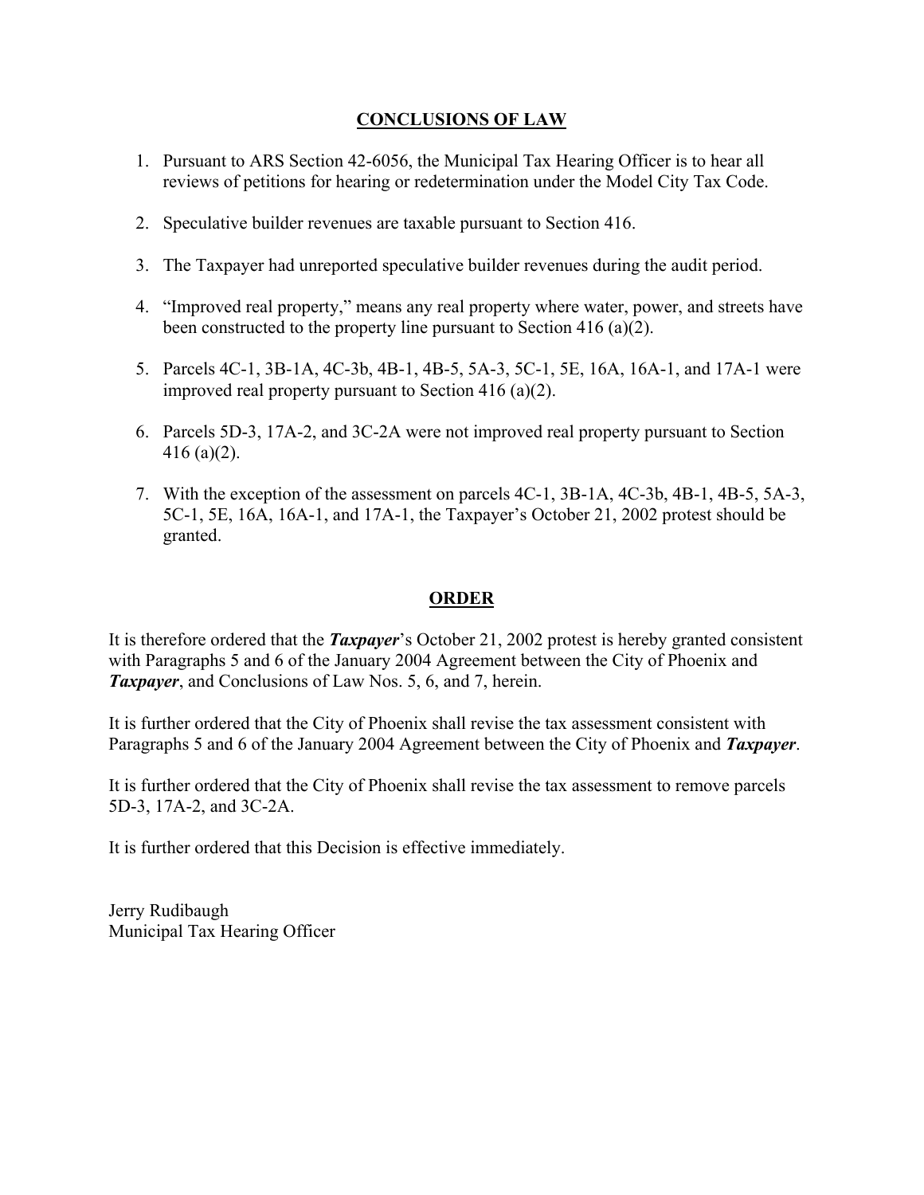## CONCLUSIONS OF LAW

1. Pursuant to ARS Section 42-6056, the Municipal Tax Hearing Officer is to hear all reviews of petitions for hearing or redetermination under the Model City Tax Code.

2. Speculative builder revenues are taxable pursuant to Section 416.

3. The Taxpayer had unreported speculative builder revenues during the audit period.

4. "Improved real property," means any real property where water, power, and streets have been constructed to the property line pursuant to Section 416 (a)(2).

5. Parcels 4C-1, 3B-1A, 4C-3b, 4B-1, 4B-5, 5A-3, 5C-1, 5E, 16A, 16A-1, and 17A-1 were improved real property pursuant to Section 416 (a)(2).

6. Parcels 5D-3, 17A-2, and 3C-2A were not improved real property pursuant to Section 416 (a)(2).

7. With the exception of the assessment on parcels 4C-1, 3B-1A, 4C-3b, 4B-1, 4B-5, 5A-3, 5C-1, 5E, 16A, 16A-1, and 17A-1, the Taxpayer's October 21, 2002 protest should be granted.

## ORDER

It is therefore ordered that the ***Taxpayer***'s October 21, 2002 protest is hereby granted consistent with Paragraphs 5 and 6 of the January 2004 Agreement between the City of Phoenix and ***Taxpayer***, and Conclusions of Law Nos. 5, 6, and 7, herein.

It is further ordered that the City of Phoenix shall revise the tax assessment consistent with Paragraphs 5 and 6 of the January 2004 Agreement between the City of Phoenix and ***Taxpayer***.

It is further ordered that the City of Phoenix shall revise the tax assessment to remove parcels 5D-3, 17A-2, and 3C-2A.

It is further ordered that this Decision is effective immediately.

Jerry Rudibaugh
Municipal Tax Hearing Officer